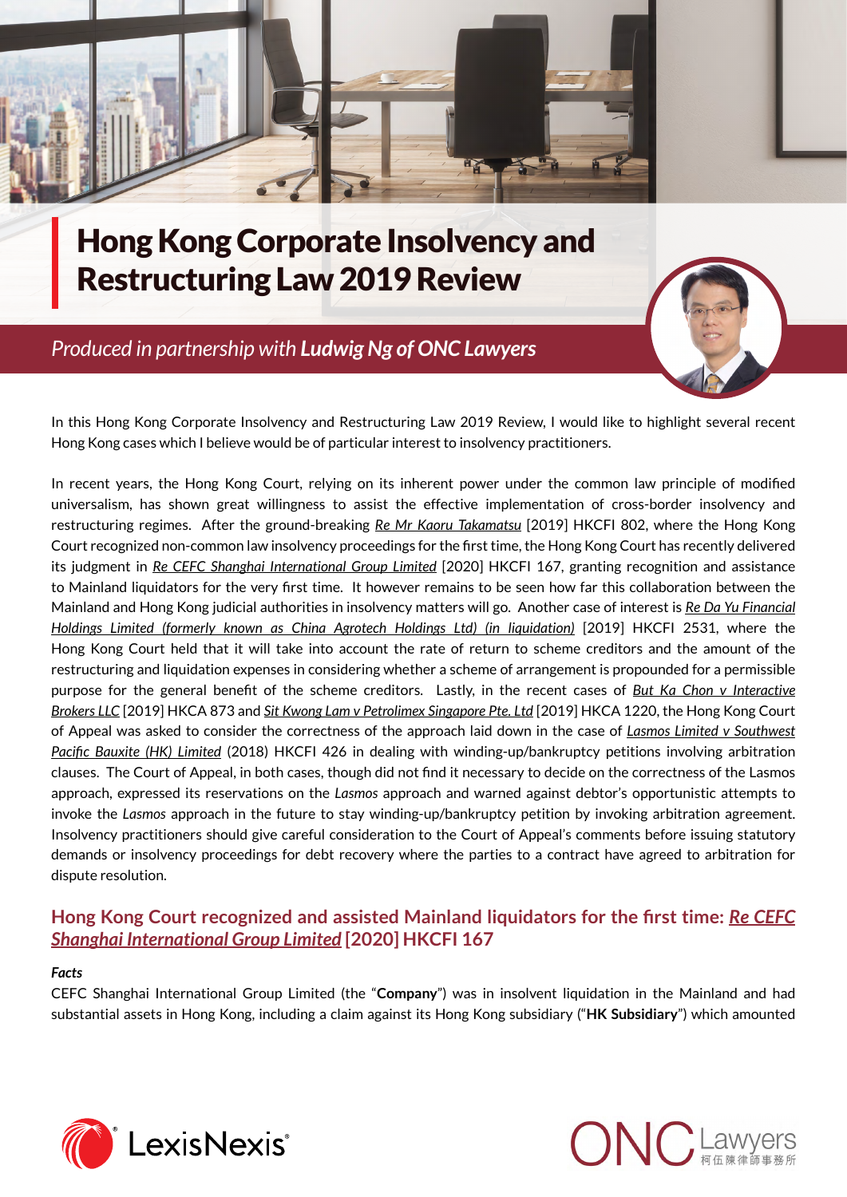# Hong Kong Corporate Insolvency and Restructuring Law 2019 Review

*Produced in partnership with **Ludwig Ng of ONC Lawyers***

In this Hong Kong Corporate Insolvency and Restructuring Law 2019 Review, I would like to highlight several recent Hong Kong cases which I believe would be of particular interest to insolvency practitioners.

In recent years, the Hong Kong Court, relying on its inherent power under the common law principle of modified universalism, has shown great willingness to assist the effective implementation of cross-border insolvency and restructuring regimes. After the ground-breaking *Re Mr Kaoru Takamatsu* [2019] HKCFI 802, where the Hong Kong Court recognized non-common law insolvency proceedings for the first time, the Hong Kong Court has recently delivered its judgment in *Re CEFC Shanghai International Group Limited* [2020] HKCFI 167, granting recognition and assistance to Mainland liquidators for the very first time. It however remains to be seen how far this collaboration between the Mainland and Hong Kong judicial authorities in insolvency matters will go. Another case of interest is *Re Da Yu Financial Holdings Limited (formerly known as China Agrotech Holdings Ltd) (in liquidation)* [2019] HKCFI 2531, where the Hong Kong Court held that it will take into account the rate of return to scheme creditors and the amount of the restructuring and liquidation expenses in considering whether a scheme of arrangement is propounded for a permissible purpose for the general benefit of the scheme creditors. Lastly, in the recent cases of *But Ka Chon v Interactive Brokers LLC* [2019] HKCA 873 and *Sit Kwong Lam v Petrolimex Singapore Pte. Ltd* [2019] HKCA 1220, the Hong Kong Court of Appeal was asked to consider the correctness of the approach laid down in the case of *Lasmos Limited v Southwest Pacific Bauxite (HK) Limited* (2018) HKCFI 426 in dealing with winding-up/bankruptcy petitions involving arbitration clauses. The Court of Appeal, in both cases, though did not find it necessary to decide on the correctness of the Lasmos approach, expressed its reservations on the *Lasmos* approach and warned against debtor's opportunistic attempts to invoke the *Lasmos* approach in the future to stay winding-up/bankruptcy petition by invoking arbitration agreement. Insolvency practitioners should give careful consideration to the Court of Appeal's comments before issuing statutory demands or insolvency proceedings for debt recovery where the parties to a contract have agreed to arbitration for dispute resolution.

## Hong Kong Court recognized and assisted Mainland liquidators for the first time: *Re CEFC Shanghai International Group Limited* [2020] HKCFI 167

***Facts***

CEFC Shanghai International Group Limited (the "**Company**") was in insolvent liquidation in the Mainland and had substantial assets in Hong Kong, including a claim against its Hong Kong subsidiary ("**HK Subsidiary**") which amounted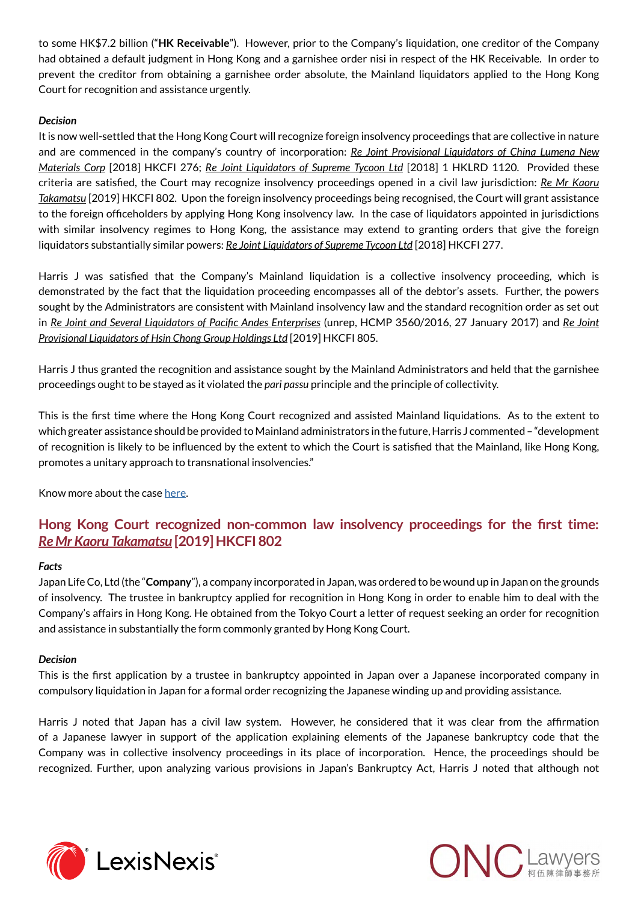to some HK$7.2 billion ("**HK Receivable**"). However, prior to the Company's liquidation, one creditor of the Company had obtained a default judgment in Hong Kong and a garnishee order nisi in respect of the HK Receivable. In order to prevent the creditor from obtaining a garnishee order absolute, the Mainland liquidators applied to the Hong Kong Court for recognition and assistance urgently.

***Decision***

It is now well-settled that the Hong Kong Court will recognize foreign insolvency proceedings that are collective in nature and are commenced in the company's country of incorporation: *Re Joint Provisional Liquidators of China Lumena New Materials Corp* [2018] HKCFI 276; *Re Joint Liquidators of Supreme Tycoon Ltd* [2018] 1 HKLRD 1120. Provided these criteria are satisfied, the Court may recognize insolvency proceedings opened in a civil law jurisdiction: *Re Mr Kaoru Takamatsu* [2019] HKCFI 802. Upon the foreign insolvency proceedings being recognised, the Court will grant assistance to the foreign officeholders by applying Hong Kong insolvency law. In the case of liquidators appointed in jurisdictions with similar insolvency regimes to Hong Kong, the assistance may extend to granting orders that give the foreign liquidators substantially similar powers: *Re Joint Liquidators of Supreme Tycoon Ltd* [2018] HKCFI 277.

Harris J was satisfied that the Company's Mainland liquidation is a collective insolvency proceeding, which is demonstrated by the fact that the liquidation proceeding encompasses all of the debtor's assets. Further, the powers sought by the Administrators are consistent with Mainland insolvency law and the standard recognition order as set out in *Re Joint and Several Liquidators of Pacific Andes Enterprises* (unrep, HCMP 3560/2016, 27 January 2017) and *Re Joint Provisional Liquidators of Hsin Chong Group Holdings Ltd* [2019] HKCFI 805.

Harris J thus granted the recognition and assistance sought by the Mainland Administrators and held that the garnishee proceedings ought to be stayed as it violated the *pari passu* principle and the principle of collectivity.

This is the first time where the Hong Kong Court recognized and assisted Mainland liquidations. As to the extent to which greater assistance should be provided to Mainland administrators in the future, Harris J commented – "development of recognition is likely to be influenced by the extent to which the Court is satisfied that the Mainland, like Hong Kong, promotes a unitary approach to transnational insolvencies."

Know more about the case here.

## Hong Kong Court recognized non-common law insolvency proceedings for the first time: *Re Mr Kaoru Takamatsu* [2019] HKCFI 802

***Facts***

Japan Life Co, Ltd (the "**Company**"), a company incorporated in Japan, was ordered to be wound up in Japan on the grounds of insolvency. The trustee in bankruptcy applied for recognition in Hong Kong in order to enable him to deal with the Company's affairs in Hong Kong. He obtained from the Tokyo Court a letter of request seeking an order for recognition and assistance in substantially the form commonly granted by Hong Kong Court.

***Decision***

This is the first application by a trustee in bankruptcy appointed in Japan over a Japanese incorporated company in compulsory liquidation in Japan for a formal order recognizing the Japanese winding up and providing assistance.

Harris J noted that Japan has a civil law system. However, he considered that it was clear from the affirmation of a Japanese lawyer in support of the application explaining elements of the Japanese bankruptcy code that the Company was in collective insolvency proceedings in its place of incorporation. Hence, the proceedings should be recognized. Further, upon analyzing various provisions in Japan's Bankruptcy Act, Harris J noted that although not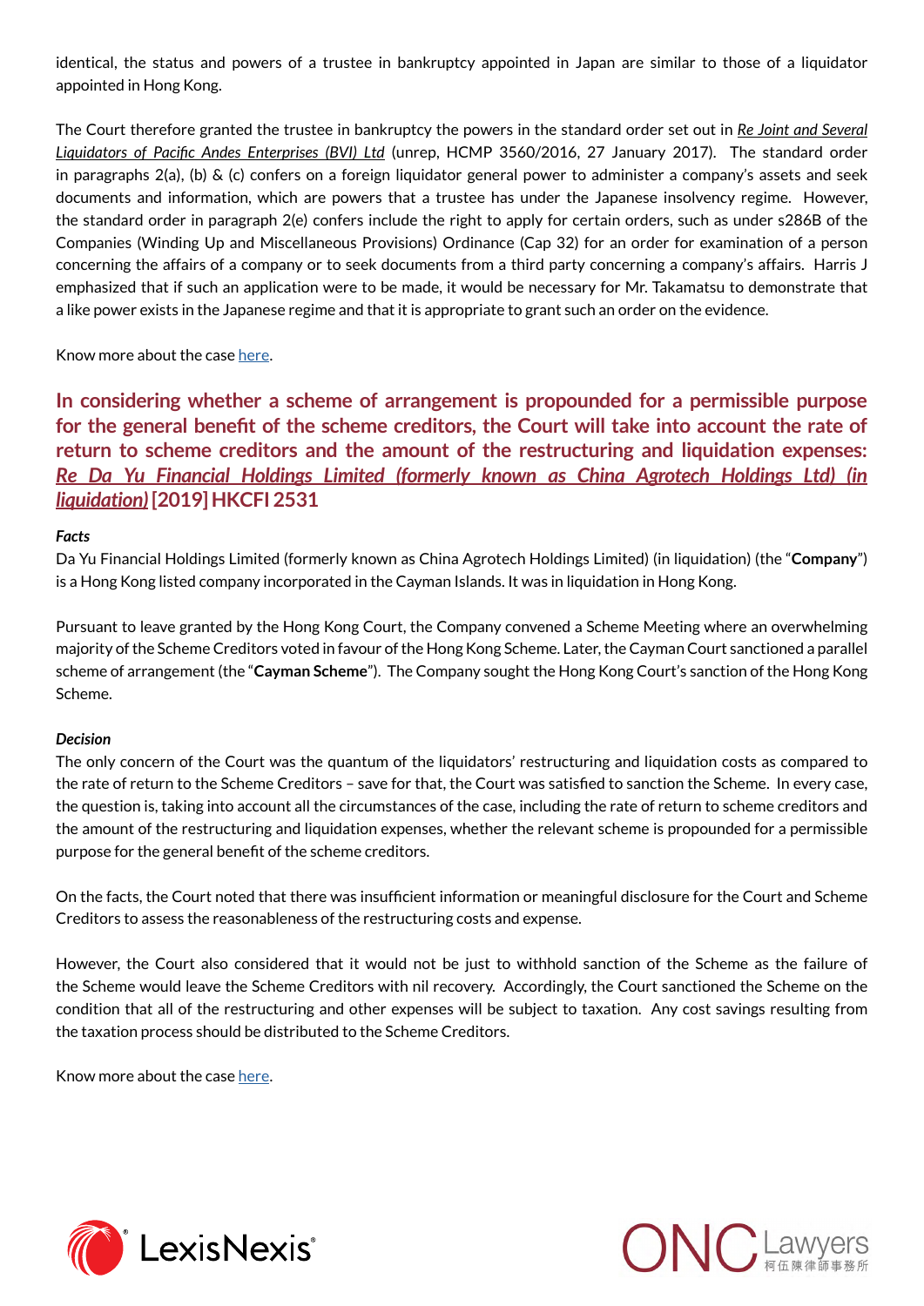identical, the status and powers of a trustee in bankruptcy appointed in Japan are similar to those of a liquidator appointed in Hong Kong.

The Court therefore granted the trustee in bankruptcy the powers in the standard order set out in *Re Joint and Several Liquidators of Pacific Andes Enterprises (BVI) Ltd* (unrep, HCMP 3560/2016, 27 January 2017). The standard order in paragraphs 2(a), (b) & (c) confers on a foreign liquidator general power to administer a company's assets and seek documents and information, which are powers that a trustee has under the Japanese insolvency regime. However, the standard order in paragraph 2(e) confers include the right to apply for certain orders, such as under s286B of the Companies (Winding Up and Miscellaneous Provisions) Ordinance (Cap 32) for an order for examination of a person concerning the affairs of a company or to seek documents from a third party concerning a company's affairs. Harris J emphasized that if such an application were to be made, it would be necessary for Mr. Takamatsu to demonstrate that a like power exists in the Japanese regime and that it is appropriate to grant such an order on the evidence.

Know more about the case here.

## In considering whether a scheme of arrangement is propounded for a permissible purpose for the general benefit of the scheme creditors, the Court will take into account the rate of return to scheme creditors and the amount of the restructuring and liquidation expenses: *Re Da Yu Financial Holdings Limited (formerly known as China Agrotech Holdings Ltd) (in liquidation)* [2019] HKCFI 2531

***Facts***

Da Yu Financial Holdings Limited (formerly known as China Agrotech Holdings Limited) (in liquidation) (the "**Company**") is a Hong Kong listed company incorporated in the Cayman Islands. It was in liquidation in Hong Kong.

Pursuant to leave granted by the Hong Kong Court, the Company convened a Scheme Meeting where an overwhelming majority of the Scheme Creditors voted in favour of the Hong Kong Scheme. Later, the Cayman Court sanctioned a parallel scheme of arrangement (the "**Cayman Scheme**"). The Company sought the Hong Kong Court's sanction of the Hong Kong Scheme.

***Decision***

The only concern of the Court was the quantum of the liquidators' restructuring and liquidation costs as compared to the rate of return to the Scheme Creditors – save for that, the Court was satisfied to sanction the Scheme. In every case, the question is, taking into account all the circumstances of the case, including the rate of return to scheme creditors and the amount of the restructuring and liquidation expenses, whether the relevant scheme is propounded for a permissible purpose for the general benefit of the scheme creditors.

On the facts, the Court noted that there was insufficient information or meaningful disclosure for the Court and Scheme Creditors to assess the reasonableness of the restructuring costs and expense.

However, the Court also considered that it would not be just to withhold sanction of the Scheme as the failure of the Scheme would leave the Scheme Creditors with nil recovery. Accordingly, the Court sanctioned the Scheme on the condition that all of the restructuring and other expenses will be subject to taxation. Any cost savings resulting from the taxation process should be distributed to the Scheme Creditors.

Know more about the case here.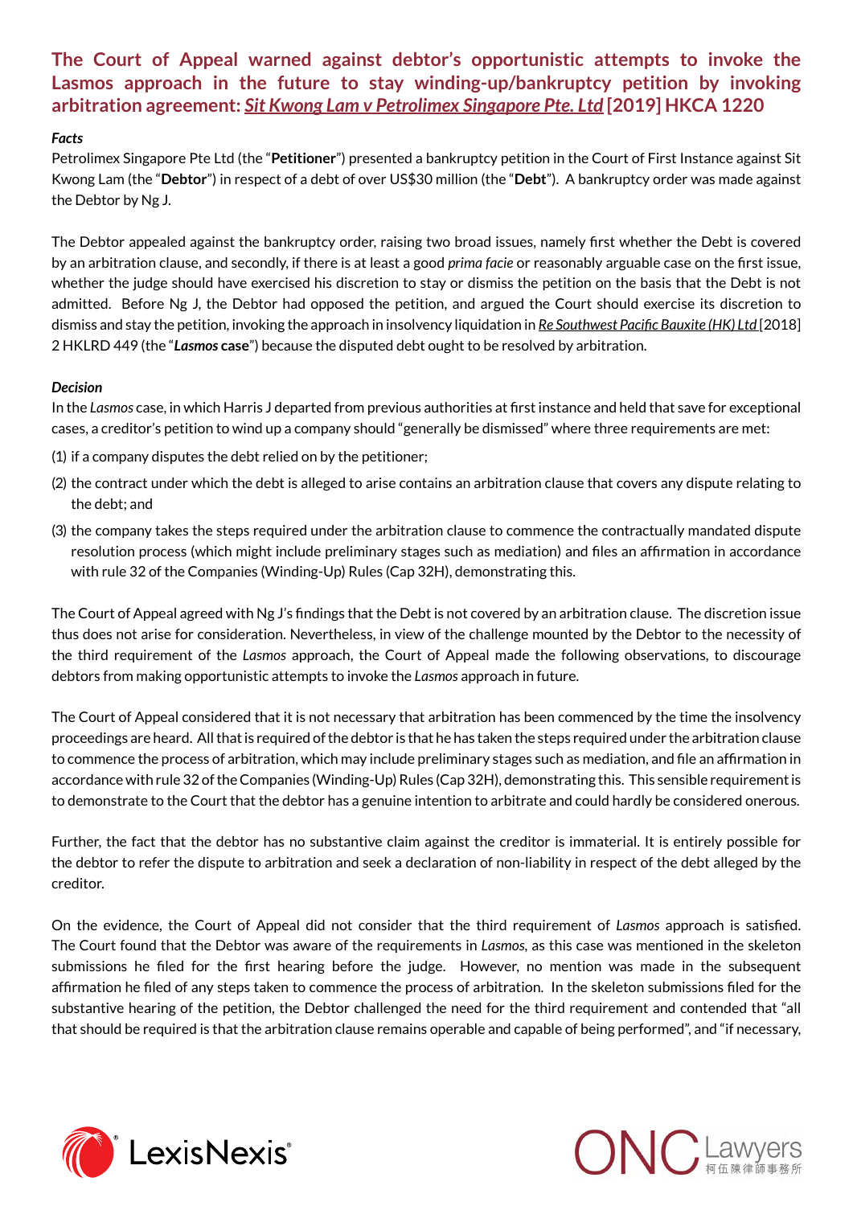## The Court of Appeal warned against debtor's opportunistic attempts to invoke the Lasmos approach in the future to stay winding-up/bankruptcy petition by invoking arbitration agreement: *Sit Kwong Lam v Petrolimex Singapore Pte. Ltd* [2019] HKCA 1220

***Facts***

Petrolimex Singapore Pte Ltd (the "**Petitioner**") presented a bankruptcy petition in the Court of First Instance against Sit Kwong Lam (the "**Debtor**") in respect of a debt of over US$30 million (the "**Debt**"). A bankruptcy order was made against the Debtor by Ng J.

The Debtor appealed against the bankruptcy order, raising two broad issues, namely first whether the Debt is covered by an arbitration clause, and secondly, if there is at least a good *prima facie* or reasonably arguable case on the first issue, whether the judge should have exercised his discretion to stay or dismiss the petition on the basis that the Debt is not admitted. Before Ng J, the Debtor had opposed the petition, and argued the Court should exercise its discretion to dismiss and stay the petition, invoking the approach in insolvency liquidation in *Re Southwest Pacific Bauxite (HK) Ltd* [2018] 2 HKLRD 449 (the "***Lasmos* case**") because the disputed debt ought to be resolved by arbitration.

***Decision***

In the *Lasmos* case, in which Harris J departed from previous authorities at first instance and held that save for exceptional cases, a creditor's petition to wind up a company should "generally be dismissed" where three requirements are met:

(1) if a company disputes the debt relied on by the petitioner;

(2) the contract under which the debt is alleged to arise contains an arbitration clause that covers any dispute relating to the debt; and

(3) the company takes the steps required under the arbitration clause to commence the contractually mandated dispute resolution process (which might include preliminary stages such as mediation) and files an affirmation in accordance with rule 32 of the Companies (Winding-Up) Rules (Cap 32H), demonstrating this.

The Court of Appeal agreed with Ng J's findings that the Debt is not covered by an arbitration clause. The discretion issue thus does not arise for consideration. Nevertheless, in view of the challenge mounted by the Debtor to the necessity of the third requirement of the *Lasmos* approach, the Court of Appeal made the following observations, to discourage debtors from making opportunistic attempts to invoke the *Lasmos* approach in future.

The Court of Appeal considered that it is not necessary that arbitration has been commenced by the time the insolvency proceedings are heard. All that is required of the debtor is that he has taken the steps required under the arbitration clause to commence the process of arbitration, which may include preliminary stages such as mediation, and file an affirmation in accordance with rule 32 of the Companies (Winding-Up) Rules (Cap 32H), demonstrating this. This sensible requirement is to demonstrate to the Court that the debtor has a genuine intention to arbitrate and could hardly be considered onerous.

Further, the fact that the debtor has no substantive claim against the creditor is immaterial. It is entirely possible for the debtor to refer the dispute to arbitration and seek a declaration of non-liability in respect of the debt alleged by the creditor.

On the evidence, the Court of Appeal did not consider that the third requirement of *Lasmos* approach is satisfied. The Court found that the Debtor was aware of the requirements in *Lasmos*, as this case was mentioned in the skeleton submissions he filed for the first hearing before the judge. However, no mention was made in the subsequent affirmation he filed of any steps taken to commence the process of arbitration. In the skeleton submissions filed for the substantive hearing of the petition, the Debtor challenged the need for the third requirement and contended that "all that should be required is that the arbitration clause remains operable and capable of being performed", and "if necessary,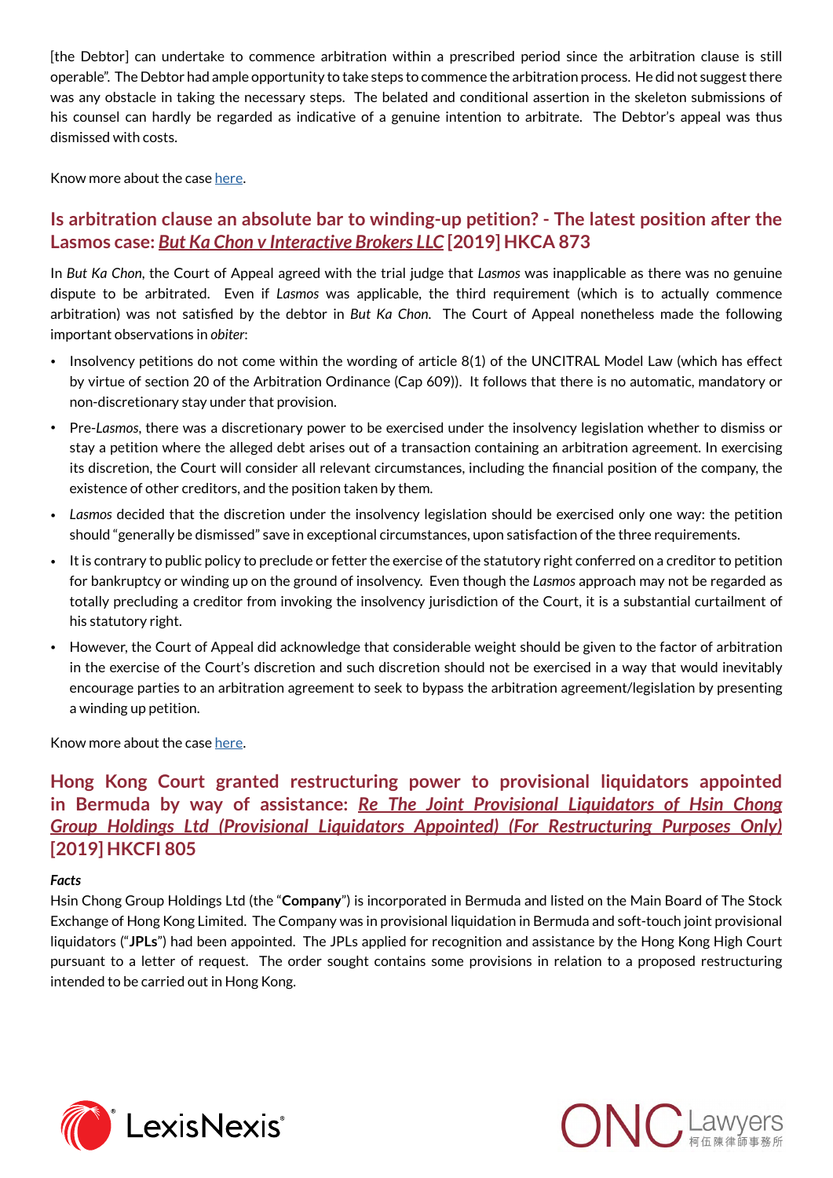[the Debtor] can undertake to commence arbitration within a prescribed period since the arbitration clause is still operable". The Debtor had ample opportunity to take steps to commence the arbitration process. He did not suggest there was any obstacle in taking the necessary steps. The belated and conditional assertion in the skeleton submissions of his counsel can hardly be regarded as indicative of a genuine intention to arbitrate. The Debtor's appeal was thus dismissed with costs.

Know more about the case here.

## Is arbitration clause an absolute bar to winding-up petition? - The latest position after the Lasmos case: *But Ka Chon v Interactive Brokers LLC* [2019] HKCA 873

In *But Ka Chon*, the Court of Appeal agreed with the trial judge that *Lasmos* was inapplicable as there was no genuine dispute to be arbitrated. Even if *Lasmos* was applicable, the third requirement (which is to actually commence arbitration) was not satisfied by the debtor in *But Ka Chon*. The Court of Appeal nonetheless made the following important observations in *obiter*:

- Insolvency petitions do not come within the wording of article 8(1) of the UNCITRAL Model Law (which has effect by virtue of section 20 of the Arbitration Ordinance (Cap 609)). It follows that there is no automatic, mandatory or non-discretionary stay under that provision.
- Pre-*Lasmos*, there was a discretionary power to be exercised under the insolvency legislation whether to dismiss or stay a petition where the alleged debt arises out of a transaction containing an arbitration agreement. In exercising its discretion, the Court will consider all relevant circumstances, including the financial position of the company, the existence of other creditors, and the position taken by them.
- *Lasmos* decided that the discretion under the insolvency legislation should be exercised only one way: the petition should "generally be dismissed" save in exceptional circumstances, upon satisfaction of the three requirements.
- It is contrary to public policy to preclude or fetter the exercise of the statutory right conferred on a creditor to petition for bankruptcy or winding up on the ground of insolvency. Even though the *Lasmos* approach may not be regarded as totally precluding a creditor from invoking the insolvency jurisdiction of the Court, it is a substantial curtailment of his statutory right.
- However, the Court of Appeal did acknowledge that considerable weight should be given to the factor of arbitration in the exercise of the Court's discretion and such discretion should not be exercised in a way that would inevitably encourage parties to an arbitration agreement to seek to bypass the arbitration agreement/legislation by presenting a winding up petition.

Know more about the case here.

## Hong Kong Court granted restructuring power to provisional liquidators appointed in Bermuda by way of assistance: *Re The Joint Provisional Liquidators of Hsin Chong Group Holdings Ltd (Provisional Liquidators Appointed) (For Restructuring Purposes Only)* [2019] HKCFI 805

### *Facts*

Hsin Chong Group Holdings Ltd (the "**Company**") is incorporated in Bermuda and listed on the Main Board of The Stock Exchange of Hong Kong Limited. The Company was in provisional liquidation in Bermuda and soft-touch joint provisional liquidators ("**JPLs**") had been appointed. The JPLs applied for recognition and assistance by the Hong Kong High Court pursuant to a letter of request. The order sought contains some provisions in relation to a proposed restructuring intended to be carried out in Hong Kong.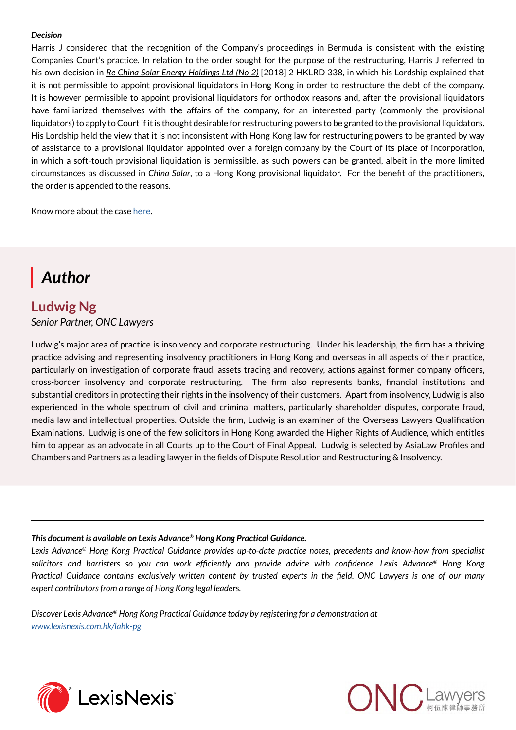***Decision***

Harris J considered that the recognition of the Company's proceedings in Bermuda is consistent with the existing Companies Court's practice. In relation to the order sought for the purpose of the restructuring, Harris J referred to his own decision in *Re China Solar Energy Holdings Ltd (No 2)* [2018] 2 HKLRD 338, in which his Lordship explained that it is not permissible to appoint provisional liquidators in Hong Kong in order to restructure the debt of the company. It is however permissible to appoint provisional liquidators for orthodox reasons and, after the provisional liquidators have familiarized themselves with the affairs of the company, for an interested party (commonly the provisional liquidators) to apply to Court if it is thought desirable for restructuring powers to be granted to the provisional liquidators. His Lordship held the view that it is not inconsistent with Hong Kong law for restructuring powers to be granted by way of assistance to a provisional liquidator appointed over a foreign company by the Court of its place of incorporation, in which a soft-touch provisional liquidation is permissible, as such powers can be granted, albeit in the more limited circumstances as discussed in *China Solar*, to a Hong Kong provisional liquidator. For the benefit of the practitioners, the order is appended to the reasons.

Know more about the case here.

## *Author*

## Ludwig Ng

*Senior Partner, ONC Lawyers*

Ludwig's major area of practice is insolvency and corporate restructuring. Under his leadership, the firm has a thriving practice advising and representing insolvency practitioners in Hong Kong and overseas in all aspects of their practice, particularly on investigation of corporate fraud, assets tracing and recovery, actions against former company officers, cross-border insolvency and corporate restructuring. The firm also represents banks, financial institutions and substantial creditors in protecting their rights in the insolvency of their customers. Apart from insolvency, Ludwig is also experienced in the whole spectrum of civil and criminal matters, particularly shareholder disputes, corporate fraud, media law and intellectual properties. Outside the firm, Ludwig is an examiner of the Overseas Lawyers Qualification Examinations. Ludwig is one of the few solicitors in Hong Kong awarded the Higher Rights of Audience, which entitles him to appear as an advocate in all Courts up to the Court of Final Appeal. Ludwig is selected by AsiaLaw Profiles and Chambers and Partners as a leading lawyer in the fields of Dispute Resolution and Restructuring & Insolvency.

---

***This document is available on Lexis Advance® Hong Kong Practical Guidance.***

*Lexis Advance® Hong Kong Practical Guidance provides up-to-date practice notes, precedents and know-how from specialist solicitors and barristers so you can work efficiently and provide advice with confidence. Lexis Advance® Hong Kong Practical Guidance contains exclusively written content by trusted experts in the field. ONC Lawyers is one of our many expert contributors from a range of Hong Kong legal leaders.*

*Discover Lexis Advance® Hong Kong Practical Guidance today by registering for a demonstration at [www.lexisnexis.com.hk/lahk-pg](www.lexisnexis.com.hk/lahk-pg)*

LexisNexis®

ONC Lawyers 柯伍陳律師事務所